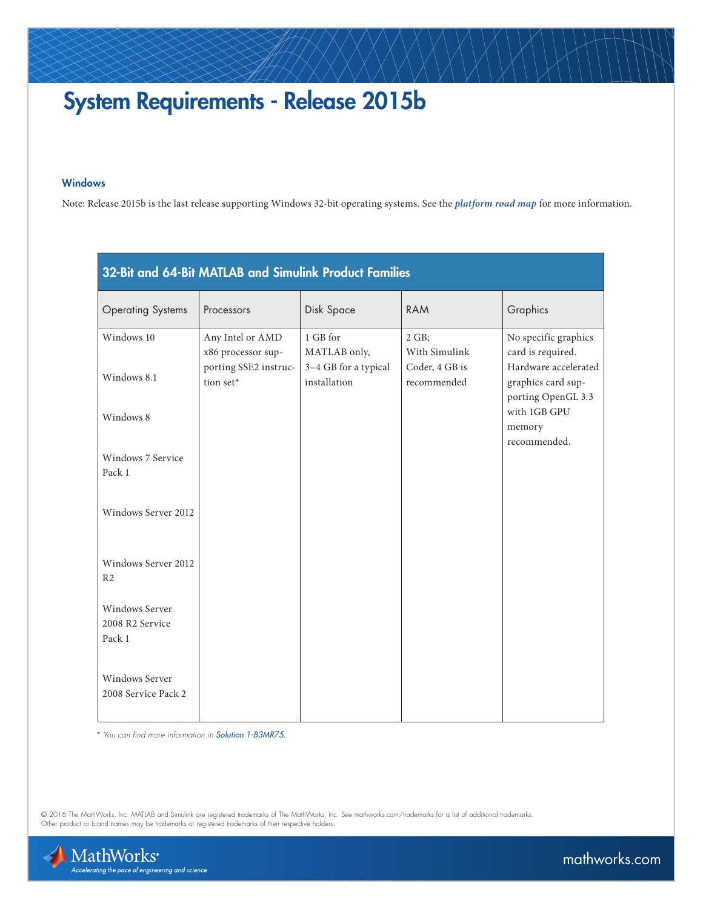# System Requirements - Release 2015b

### Windows

Note: Release 2015b is the last release supporting Windows 32-bit operating systems. See the ***platform road map*** for more information.

| 32-Bit and 64-Bit MATLAB and Simulink Product Families | | | | |
|---|---|---|---|---|
| Operating Systems | Processors | Disk Space | RAM | Graphics |
| Windows 10<br><br>Windows 8.1<br><br>Windows 8<br><br>Windows 7 Service Pack 1<br><br>Windows Server 2012<br><br>Windows Server 2012 R2<br><br>Windows Server 2008 R2 Service Pack 1<br><br>Windows Server 2008 Service Pack 2 | Any Intel or AMD x86 processor supporting SSE2 instruction set* | 1 GB for MATLAB only, 3–4 GB for a typical installation | 2 GB; With Simulink Coder, 4 GB is recommended | No specific graphics card is required. Hardware accelerated graphics card supporting OpenGL 3.3 with 1GB GPU memory recommended. |

*\* You can find more information in* Solution 1-B3MR75.

© 2016 The MathWorks, Inc. MATLAB and Simulink are registered trademarks of The MathWorks, Inc. See mathworks.com/trademarks for a list of additional trademarks. Other product or brand names may be trademarks or registered trademarks of their respective holders.

MathWorks®
*Accelerating the pace of engineering and science*

mathworks.com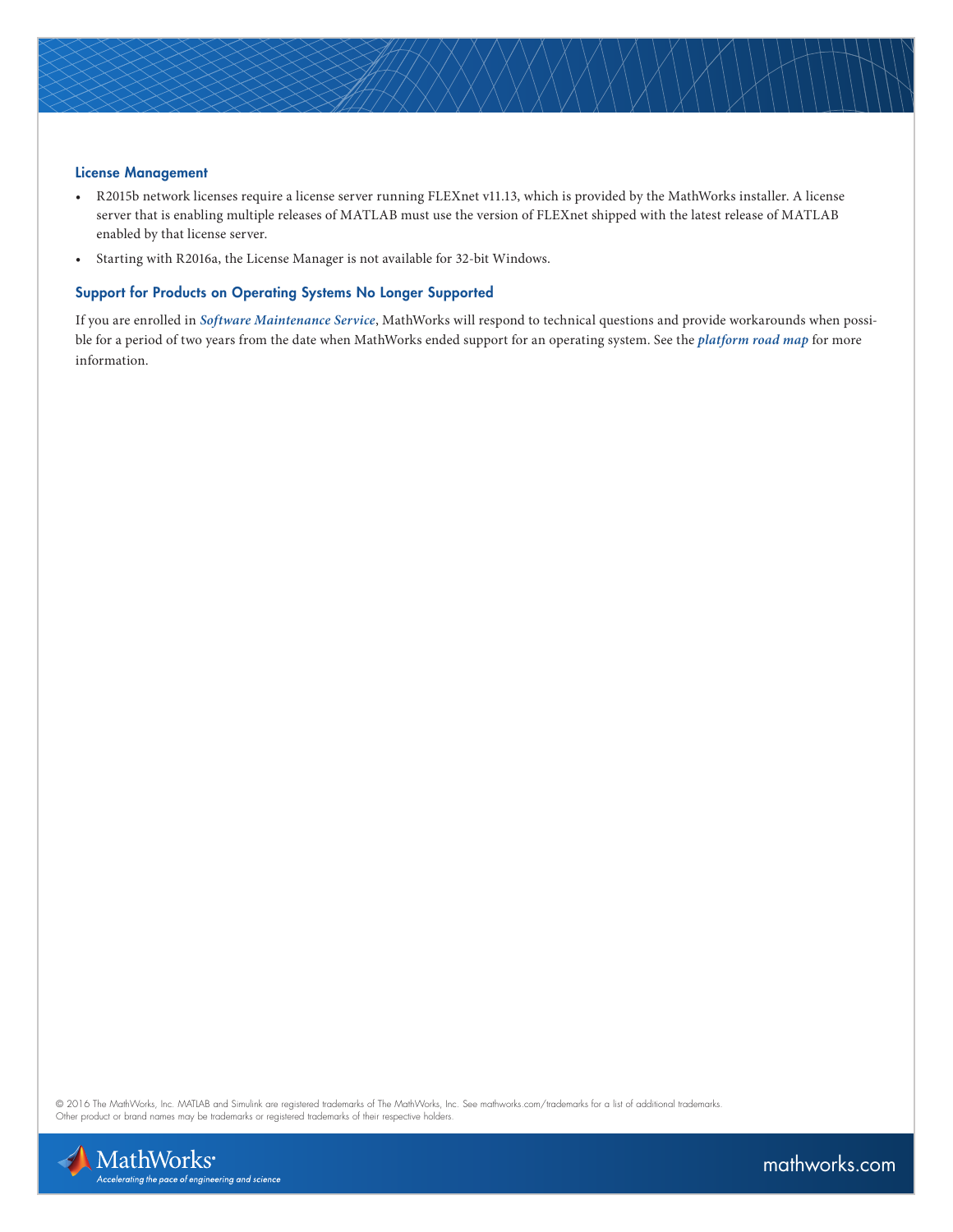## License Management

- R2015b network licenses require a license server running FLEXnet v11.13, which is provided by the MathWorks installer. A license server that is enabling multiple releases of MATLAB must use the version of FLEXnet shipped with the latest release of MATLAB enabled by that license server.
- Starting with R2016a, the License Manager is not available for 32-bit Windows.

## Support for Products on Operating Systems No Longer Supported

If you are enrolled in ***Software Maintenance Service***, MathWorks will respond to technical questions and provide workarounds when possible for a period of two years from the date when MathWorks ended support for an operating system. See the ***platform road map*** for more information.

© 2016 The MathWorks, Inc. MATLAB and Simulink are registered trademarks of The MathWorks, Inc. See mathworks.com/trademarks for a list of additional trademarks. Other product or brand names may be trademarks or registered trademarks of their respective holders.

MathWorks
*Accelerating the pace of engineering and science*

mathworks.com